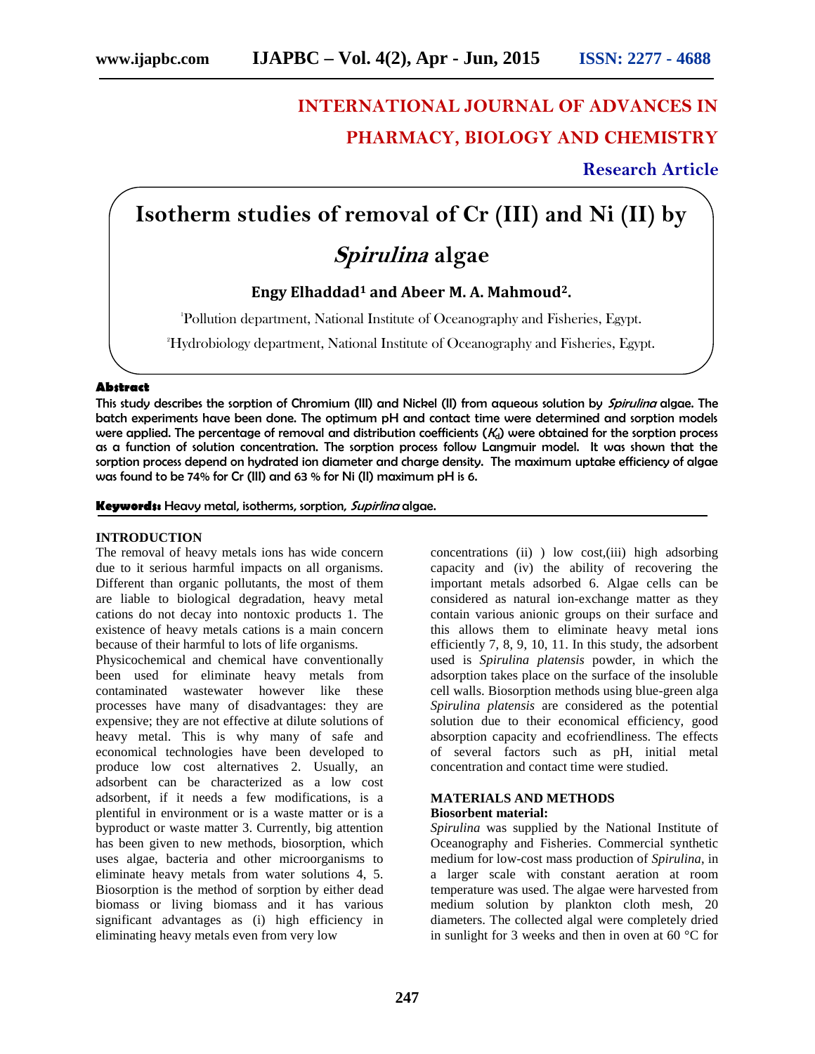# INTERNATIONAL JOURNAL OF ADVANCES IN PHARMACY, BIOLOGY AND CHEMISTRY

**Research Article**

# Isotherm studies of removal of Cr (III) and Ni (II) by *Spirulina* algae

**Engy Elhaddad[1] and Abeer M. A. Mahmoud[2].**

[1]Pollution department, National Institute of Oceanography and Fisheries, Egypt.

[2]Hydrobiology department, National Institute of Oceanography and Fisheries, Egypt.

## Abstract

This study describes the sorption of Chromium (III) and Nickel (II) from aqueous solution by *Spirulina* algae. The batch experiments have been done. The optimum pH and contact time were determined and sorption models were applied. The percentage of removal and distribution coefficients ($K_d$) were obtained for the sorption process as a function of solution concentration. The sorption process follow Langmuir model. It was shown that the sorption process depend on hydrated ion diameter and charge density. The maximum uptake efficiency of algae was found to be 74% for Cr (III) and 63 % for Ni (II) maximum pH is 6.

**Keywords:** Heavy metal, isotherms, sorption, *Supirlina* algae.

## INTRODUCTION

The removal of heavy metals ions has wide concern due to it serious harmful impacts on all organisms. Different than organic pollutants, the most of them are liable to biological degradation, heavy metal cations do not decay into nontoxic products 1. The existence of heavy metals cations is a main concern because of their harmful to lots of life organisms.

Physicochemical and chemical have conventionally been used for eliminate heavy metals from contaminated wastewater however like these processes have many of disadvantages: they are expensive; they are not effective at dilute solutions of heavy metal. This is why many of safe and economical technologies have been developed to produce low cost alternatives 2. Usually, an adsorbent can be characterized as a low cost adsorbent, if it needs a few modifications, is a plentiful in environment or is a waste matter or is a byproduct or waste matter 3. Currently, big attention has been given to new methods, biosorption, which uses algae, bacteria and other microorganisms to eliminate heavy metals from water solutions 4, 5. Biosorption is the method of sorption by either dead biomass or living biomass and it has various significant advantages as (i) high efficiency in eliminating heavy metals even from very low concentrations (ii) ) low cost,(iii) high adsorbing capacity and (iv) the ability of recovering the important metals adsorbed 6. Algae cells can be considered as natural ion-exchange matter as they contain various anionic groups on their surface and this allows them to eliminate heavy metal ions efficiently 7, 8, 9, 10, 11. In this study, the adsorbent used is *Spirulina platensis* powder, in which the adsorption takes place on the surface of the insoluble cell walls. Biosorption methods using blue-green alga *Spirulina platensis* are considered as the potential solution due to their economical efficiency, good absorption capacity and ecofriendliness. The effects of several factors such as pH, initial metal concentration and contact time were studied.

## MATERIALS AND METHODS

### Biosorbent material:

*Spirulina* was supplied by the National Institute of Oceanography and Fisheries. Commercial synthetic medium for low-cost mass production of *Spirulina*, in a larger scale with constant aeration at room temperature was used. The algae were harvested from medium solution by plankton cloth mesh, 20 diameters. The collected algal were completely dried in sunlight for 3 weeks and then in oven at 60 °C for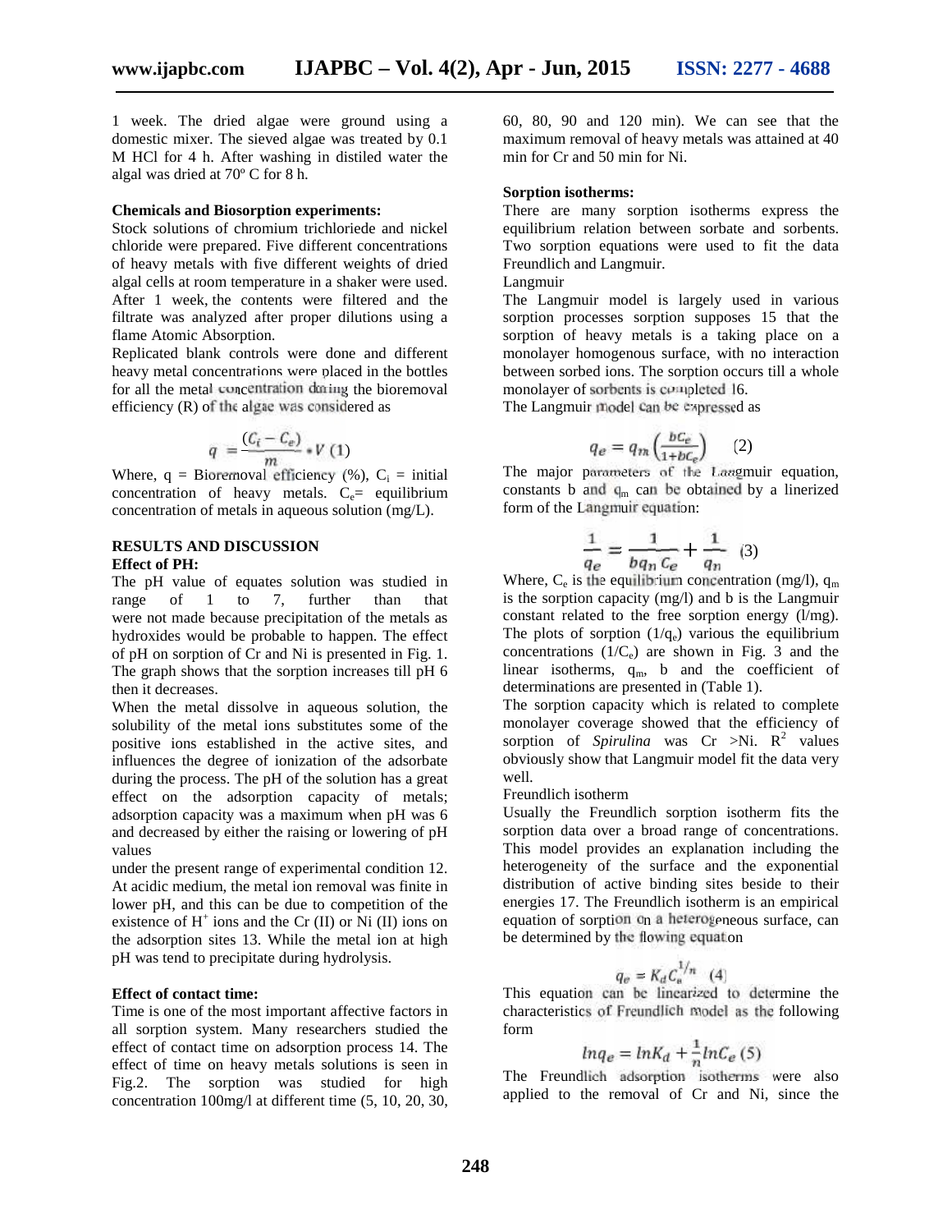1 week. The dried algae were ground using a domestic mixer. The sieved algae was treated by 0.1 M HCl for 4 h. After washing in distiled water the algal was dried at 70º C for 8 h.

**Chemicals and Biosorption experiments:**

Stock solutions of chromium trichloriede and nickel chloride were prepared. Five different concentrations of heavy metals with five different weights of dried algal cells at room temperature in a shaker were used. After 1 week, the contents were filtered and the filtrate was analyzed after proper dilutions using a flame Atomic Absorption.

Replicated blank controls were done and different heavy metal concentrations were placed in the bottles for all the metal concentration during the bioremoval efficiency (R) of the algae was considered as

$$q = \frac{(C_i - C_e)}{m} * V \quad (1)$$

Where, q = Bioremoval efficiency (%), $C_i$ = initial concentration of heavy metals. $C_e$= equilibrium concentration of metals in aqueous solution (mg/L).

## RESULTS AND DISCUSSION

### Effect of PH:

The pH value of equates solution was studied in range of 1 to 7, further than that were not made because precipitation of the metals as hydroxides would be probable to happen. The effect of pH on sorption of Cr and Ni is presented in Fig. 1. The graph shows that the sorption increases till pH 6 then it decreases.

When the metal dissolve in aqueous solution, the solubility of the metal ions substitutes some of the positive ions established in the active sites, and influences the degree of ionization of the adsorbate during the process. The pH of the solution has a great effect on the adsorption capacity of metals; adsorption capacity was a maximum when pH was 6 and decreased by either the raising or lowering of pH values

under the present range of experimental condition 12. At acidic medium, the metal ion removal was finite in lower pH, and this can be due to competition of the existence of $H^+$ ions and the Cr (II) or Ni (II) ions on the adsorption sites 13. While the metal ion at high pH was tend to precipitate during hydrolysis.

### Effect of contact time:

Time is one of the most important affective factors in all sorption system. Many researchers studied the effect of contact time on adsorption process 14. The effect of time on heavy metals solutions is seen in Fig.2. The sorption was studied for high concentration 100mg/l at different time (5, 10, 20, 30, 60, 80, 90 and 120 min). We can see that the maximum removal of heavy metals was attained at 40 min for Cr and 50 min for Ni.

### Sorption isotherms:

There are many sorption isotherms express the equilibrium relation between sorbate and sorbents. Two sorption equations were used to fit the data Freundlich and Langmuir.

Langmuir

The Langmuir model is largely used in various sorption processes sorption supposes 15 that the sorption of heavy metals is a taking place on a monolayer homogenous surface, with no interaction between sorbed ions. The sorption occurs till a whole monolayer of sorbents is completed 16.

The Langmuir model can be expressed as

$$q_e = q_m \left(\frac{bC_e}{1+bC_e}\right) \quad (2)$$

The major parameters of the Langmuir equation, constants b and $q_m$ can be obtained by a linerized form of the Langmuir equation:

$$\frac{1}{q_e} = \frac{1}{bq_n\, C_e} + \frac{1}{q_n} \quad (3)$$

Where, $C_e$ is the equilibrium concentration (mg/l), $q_m$ is the sorption capacity (mg/l) and b is the Langmuir constant related to the free sorption energy (l/mg). The plots of sorption ($1/q_e$) various the equilibrium concentrations ($1/C_e$) are shown in Fig. 3 and the linear isotherms, $q_m$, b and the coefficient of determinations are presented in (Table 1).

The sorption capacity which is related to complete monolayer coverage showed that the efficiency of sorption of *Spirulina* was Cr >Ni. $R^2$ values obviously show that Langmuir model fit the data very well.

Freundlich isotherm

Usually the Freundlich sorption isotherm fits the sorption data over a broad range of concentrations. This model provides an explanation including the heterogeneity of the surface and the exponential distribution of active binding sites beside to their energies 17. The Freundlich isotherm is an empirical equation of sorption on a heterogeneous surface, can be determined by the flowing equation

$$q_e = K_d C_e^{1/n} \quad (4)$$

This equation can be linearized to determine the characteristics of Freundlich model as the following form

$$ln q_e = ln K_d + \frac{1}{n} ln C_e \quad (5)$$

The Freundlich adsorption isotherms were also applied to the removal of Cr and Ni, since the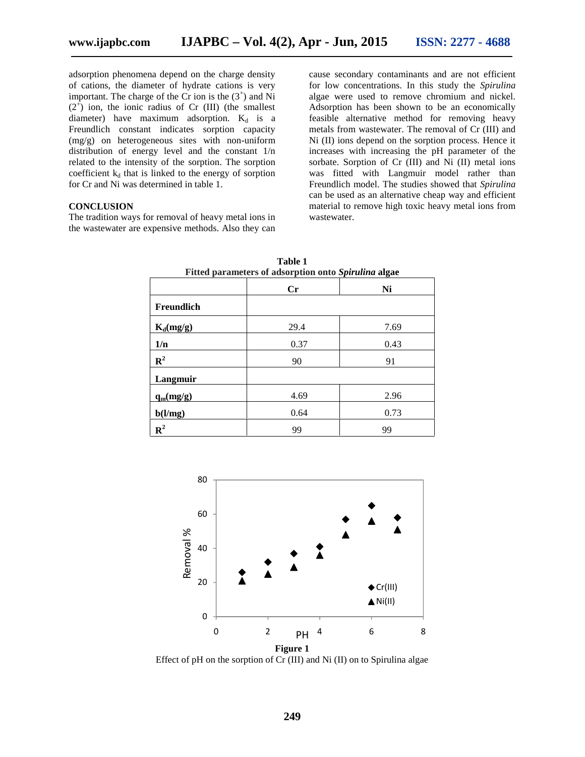adsorption phenomena depend on the charge density of cations, the diameter of hydrate cations is very important. The charge of the Cr ion is the ($3^+$) and Ni ($2^+$) ion, the ionic radius of Cr (III) (the smallest diameter) have maximum adsorption. $K_d$ is a Freundlich constant indicates sorption capacity (mg/g) on heterogeneous sites with non-uniform distribution of energy level and the constant 1/n related to the intensity of the sorption. The sorption coefficient $k_d$ that is linked to the energy of sorption for Cr and Ni was determined in table 1.

## CONCLUSION

The tradition ways for removal of heavy metal ions in the wastewater are expensive methods. Also they can cause secondary contaminants and are not efficient for low concentrations. In this study the *Spirulina* algae were used to remove chromium and nickel. Adsorption has been shown to be an economically feasible alternative method for removing heavy metals from wastewater. The removal of Cr (III) and Ni (II) ions depend on the sorption process. Hence it increases with increasing the pH parameter of the sorbate. Sorption of Cr (III) and Ni (II) metal ions was fitted with Langmuir model rather than Freundlich model. The studies showed that *Spirulina* can be used as an alternative cheap way and efficient material to remove high toxic heavy metal ions from wastewater.

**Table 1**
**Fitted parameters of adsorption onto *Spirulina* algae**

| | Cr | Ni |
|---|---|---|
| **Freundlich** | | |
| **$K_d$(mg/g)** | 29.4 | 7.69 |
| **1/n** | 0.37 | 0.43 |
| **$R^2$** | 90 | 91 |
| **Langmuir** | | |
| **$q_m$(mg/g)** | 4.69 | 2.96 |
| **b(l/mg)** | 0.64 | 0.73 |
| **$R^2$** | 99 | 99 |

**Figure 1**
Effect of pH on the sorption of Cr (III) and Ni (II) on to Spirulina algae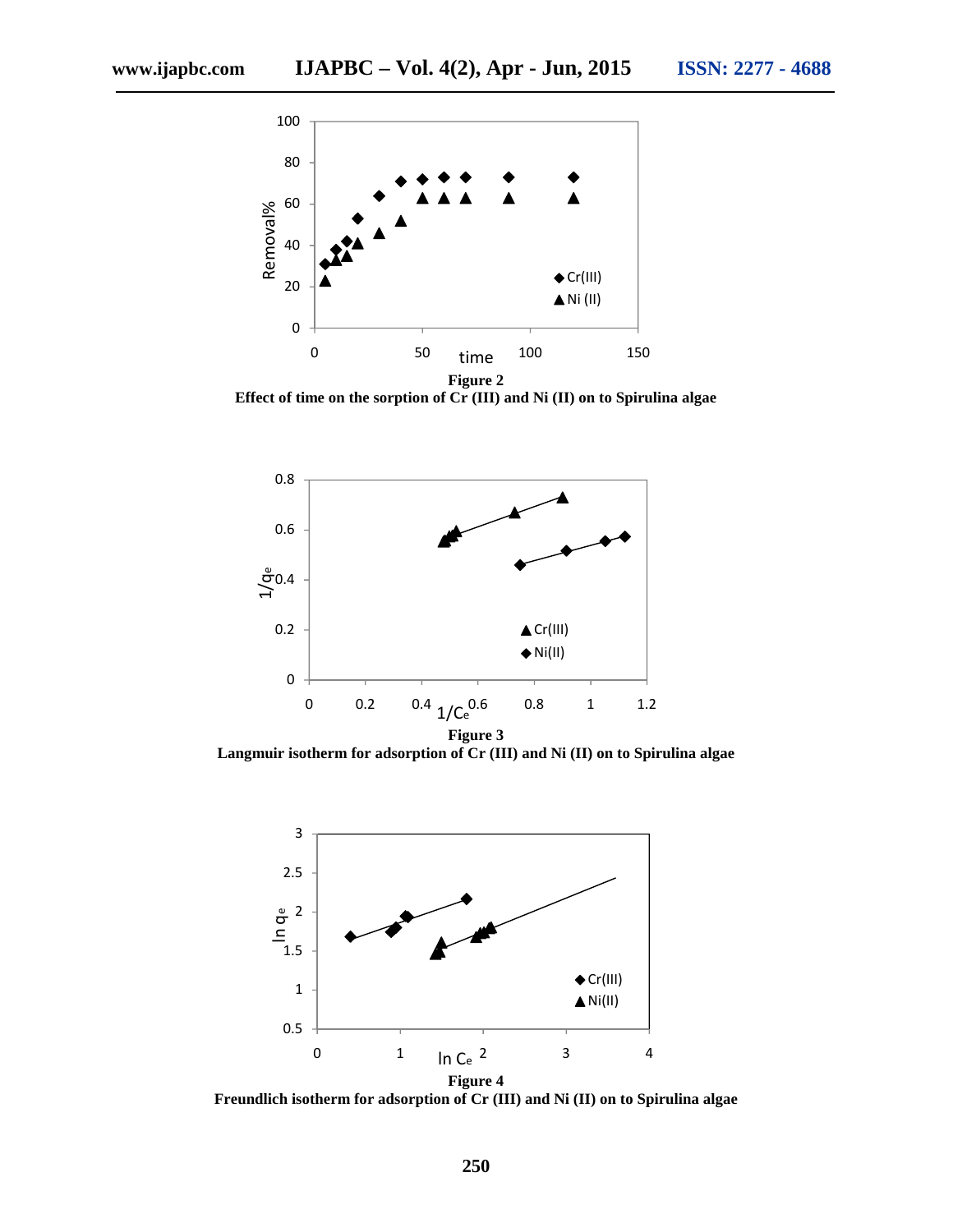**Figure 2**
**Effect of time on the sorption of Cr (III) and Ni (II) on to Spirulina algae**

**Figure 3**
**Langmuir isotherm for adsorption of Cr (III) and Ni (II) on to Spirulina algae**

**Figure 4**
**Freundlich isotherm for adsorption of Cr (III) and Ni (II) on to Spirulina algae**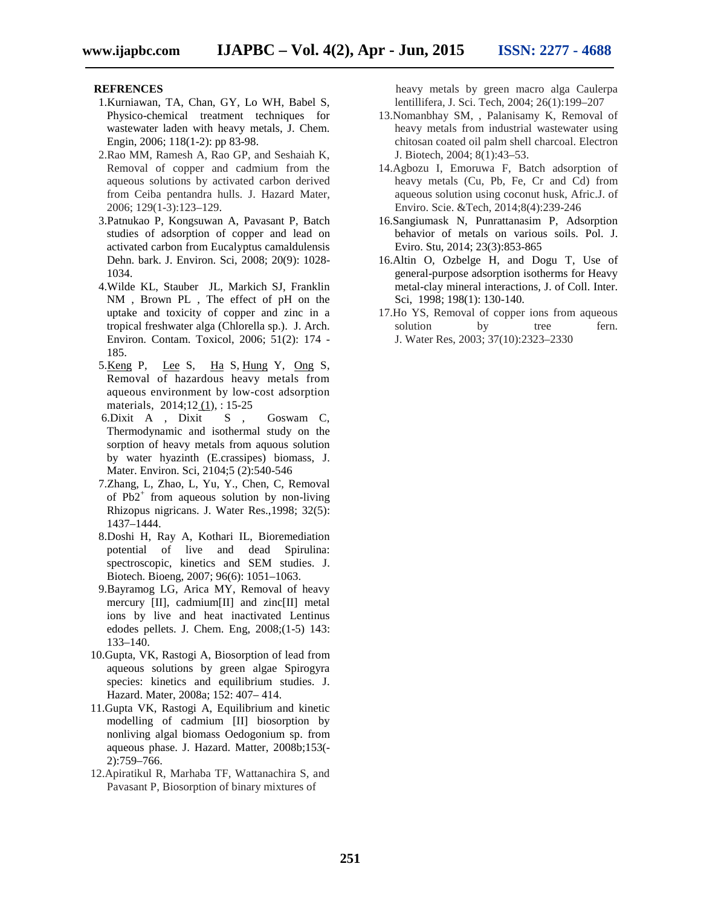## REFRENCES

1. Kurniawan, TA, Chan, GY, Lo WH, Babel S, Physico-chemical treatment techniques for wastewater laden with heavy metals, J. Chem. Engin, 2006; 118(1-2): pp 83-98.
2. Rao MM, Ramesh A, Rao GP, and Seshaiah K, Removal of copper and cadmium from the aqueous solutions by activated carbon derived from Ceiba pentandra hulls. J. Hazard Mater, 2006; 129(1-3):123–129.
3. Patnukao P, Kongsuwan A, Pavasant P, Batch studies of adsorption of copper and lead on activated carbon from Eucalyptus camaldulensis Dehn. bark. J. Environ. Sci, 2008; 20(9): 1028-1034.
4. Wilde KL, Stauber JL, Markich SJ, Franklin NM , Brown PL , The effect of pH on the uptake and toxicity of copper and zinc in a tropical freshwater alga (Chlorella sp.). J. Arch. Environ. Contam. Toxicol, 2006; 51(2): 174 - 185.
5. Keng P, Lee S, Ha S, Hung Y, Ong S, Removal of hazardous heavy metals from aqueous environment by low-cost adsorption materials, 2014;12 (1), : 15-25
6. Dixit A , Dixit S , Goswam C, Thermodynamic and isothermal study on the sorption of heavy metals from aquous solution by water hyazinth (E.crassipes) biomass, J. Mater. Environ. Sci, 2104;5 (2):540-546
7. Zhang, L, Zhao, L, Yu, Y., Chen, C, Removal of $Pb2^{+}$ from aqueous solution by non-living Rhizopus nigricans. J. Water Res.,1998; 32(5): 1437–1444.
8. Doshi H, Ray A, Kothari IL, Bioremediation potential of live and dead Spirulina: spectroscopic, kinetics and SEM studies. J. Biotech. Bioeng, 2007; 96(6): 1051–1063.
9. Bayramog LG, Arica MY, Removal of heavy mercury [II], cadmium[II] and zinc[II] metal ions by live and heat inactivated Lentinus edodes pellets. J. Chem. Eng, 2008;(1-5) 143: 133–140.
10. Gupta, VK, Rastogi A, Biosorption of lead from aqueous solutions by green algae Spirogyra species: kinetics and equilibrium studies. J. Hazard. Mater, 2008a; 152: 407– 414.
11. Gupta VK, Rastogi A, Equilibrium and kinetic modelling of cadmium [II] biosorption by nonliving algal biomass Oedogonium sp. from aqueous phase. J. Hazard. Matter, 2008b;153(-2):759–766.
12. Apiratikul R, Marhaba TF, Wattanachira S, and Pavasant P, Biosorption of binary mixtures of heavy metals by green macro alga Caulerpa lentillifera, J. Sci. Tech, 2004; 26(1):199–207
13. Nomanbhay SM, , Palanisamy K, Removal of heavy metals from industrial wastewater using chitosan coated oil palm shell charcoal. Electron J. Biotech, 2004; 8(1):43–53.
14. Agbozu I, Emoruwa F, Batch adsorption of heavy metals (Cu, Pb, Fe, Cr and Cd) from aqueous solution using coconut husk, Afric.J. of Enviro. Scie. &Tech, 2014;8(4):239-246
16. Sangiumask N, Punrattanasim P, Adsorption behavior of metals on various soils. Pol. J. Eviro. Stu, 2014; 23(3):853-865
16. Altin O, Ozbelge H, and Dogu T, Use of general-purpose adsorption isotherms for Heavy metal-clay mineral interactions, J. of Coll. Inter. Sci, 1998; 198(1): 130-140.
17. Ho YS, Removal of copper ions from aqueous solution by tree fern. J. Water Res, 2003; 37(10):2323–2330